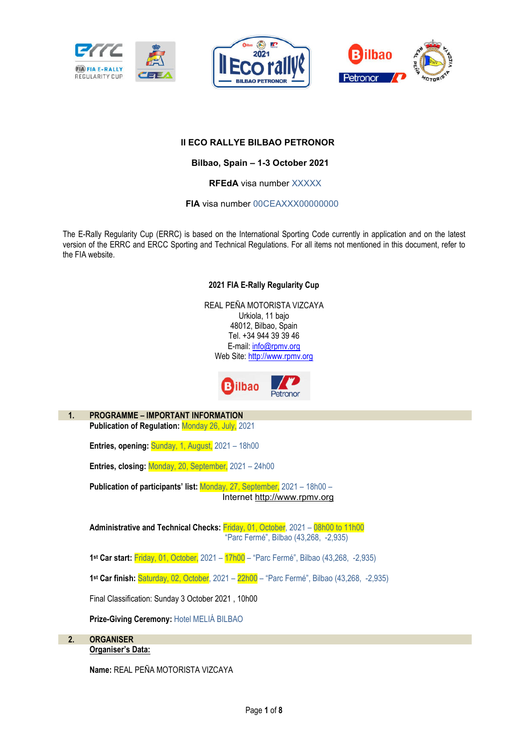**II ECO RALLYE BILBAO PETRONOR**

**Bilbao, Spain – 1-3 October 2021**

**RFEdA** visa number XXXXX

**FIA** visa number 00CEAXXX00000000

The E-Rally Regularity Cup (ERRC) is based on the International Sporting Code currently in application and on the latest version of the ERRC and ERCC Sporting and Technical Regulations. For all items not mentioned in this document, refer to the FIA website.

**2021 FIA E-Rally Regularity Cup**

REAL PEÑA MOTORISTA VIZCAYA  
Urkiola, 11 bajo  
48012, Bilbao, Spain  
Tel. +34 944 39 39 46  
E-mail: info@rpmv.org  
Web Site: http://www.rpmv.org

## 1. PROGRAMME – IMPORTANT INFORMATION

**Publication of Regulation:** Monday 26, July, 2021

**Entries, opening:** Sunday, 1, August, 2021 – 18h00

**Entries, closing:** Monday, 20, September, 2021 – 24h00

**Publication of participants' list:** Monday, 27, September, 2021 – 18h00 – Internet http://www.rpmv.org

**Administrative and Technical Checks:** Friday, 01, October, 2021 – 08h00 to 11h00 "Parc Fermé", Bilbao (43,268, -2,935)

**1st Car start:** Friday, 01, October, 2021 – 17h00 – "Parc Fermé", Bilbao (43,268, -2,935)

**1st Car finish:** Saturday, 02, October, 2021 – 22h00 – "Parc Fermé", Bilbao (43,268, -2,935)

Final Classification: Sunday 3 October 2021 , 10h00

**Prize-Giving Ceremony:** Hotel MELIÁ BILBAO

## 2. ORGANISER

**Organiser's Data:**

**Name:** REAL PEÑA MOTORISTA VIZCAYA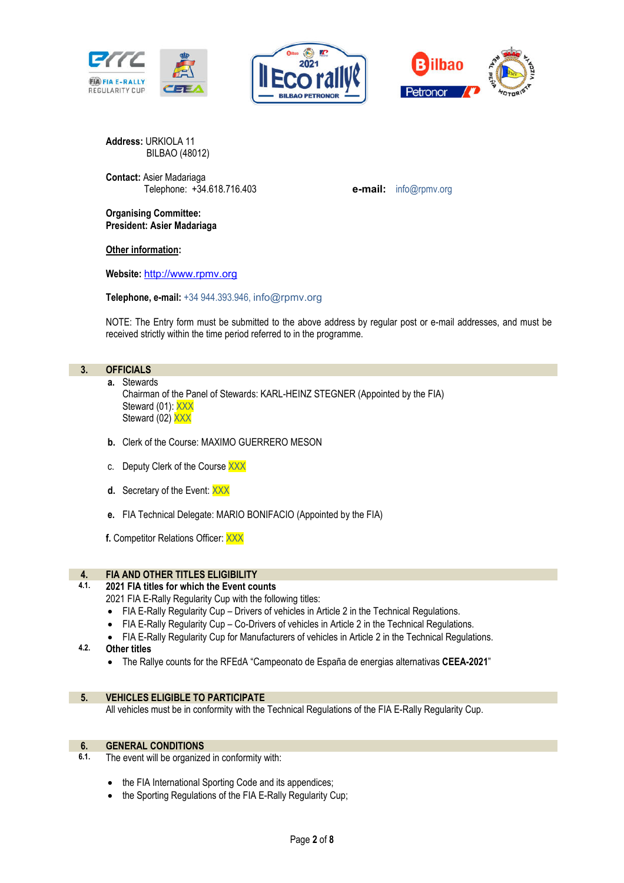**Address:** URKIOLA 11
BILBAO (48012)

**Contact:** Asier Madariaga
Telephone: +34.618.716.403

**e-mail:** info@rpmv.org

**Organising Committee:**
**President: Asier Madariaga**

**Other information:**

**Website:** http://www.rpmv.org

**Telephone, e-mail:** +34 944.393.946, info@rpmv.org

NOTE: The Entry form must be submitted to the above address by regular post or e-mail addresses, and must be received strictly within the time period referred to in the programme.

## 3. OFFICIALS

**a.** Stewards
Chairman of the Panel of Stewards: KARL-HEINZ STEGNER (Appointed by the FIA)
Steward (01): XXX
Steward (02) XXX

**b.** Clerk of the Course: MAXIMO GUERRERO MESON

c. Deputy Clerk of the Course XXX

**d.** Secretary of the Event: XXX

**e.** FIA Technical Delegate: MARIO BONIFACIO (Appointed by the FIA)

**f.** Competitor Relations Officer: XXX

## 4. FIA AND OTHER TITLES ELIGIBILITY

### 4.1. 2021 FIA titles for which the Event counts

2021 FIA E-Rally Regularity Cup with the following titles:

- FIA E-Rally Regularity Cup – Drivers of vehicles in Article 2 in the Technical Regulations.
- FIA E-Rally Regularity Cup – Co-Drivers of vehicles in Article 2 in the Technical Regulations.
- FIA E-Rally Regularity Cup for Manufacturers of vehicles in Article 2 in the Technical Regulations.

### 4.2. Other titles

- The Rallye counts for the RFEdA “Campeonato de España de energias alternativas **CEEA-2021**”

## 5. VEHICLES ELIGIBLE TO PARTICIPATE

All vehicles must be in conformity with the Technical Regulations of the FIA E-Rally Regularity Cup.

## 6. GENERAL CONDITIONS

**6.1.** The event will be organized in conformity with:

- the FIA International Sporting Code and its appendices;
- the Sporting Regulations of the FIA E-Rally Regularity Cup;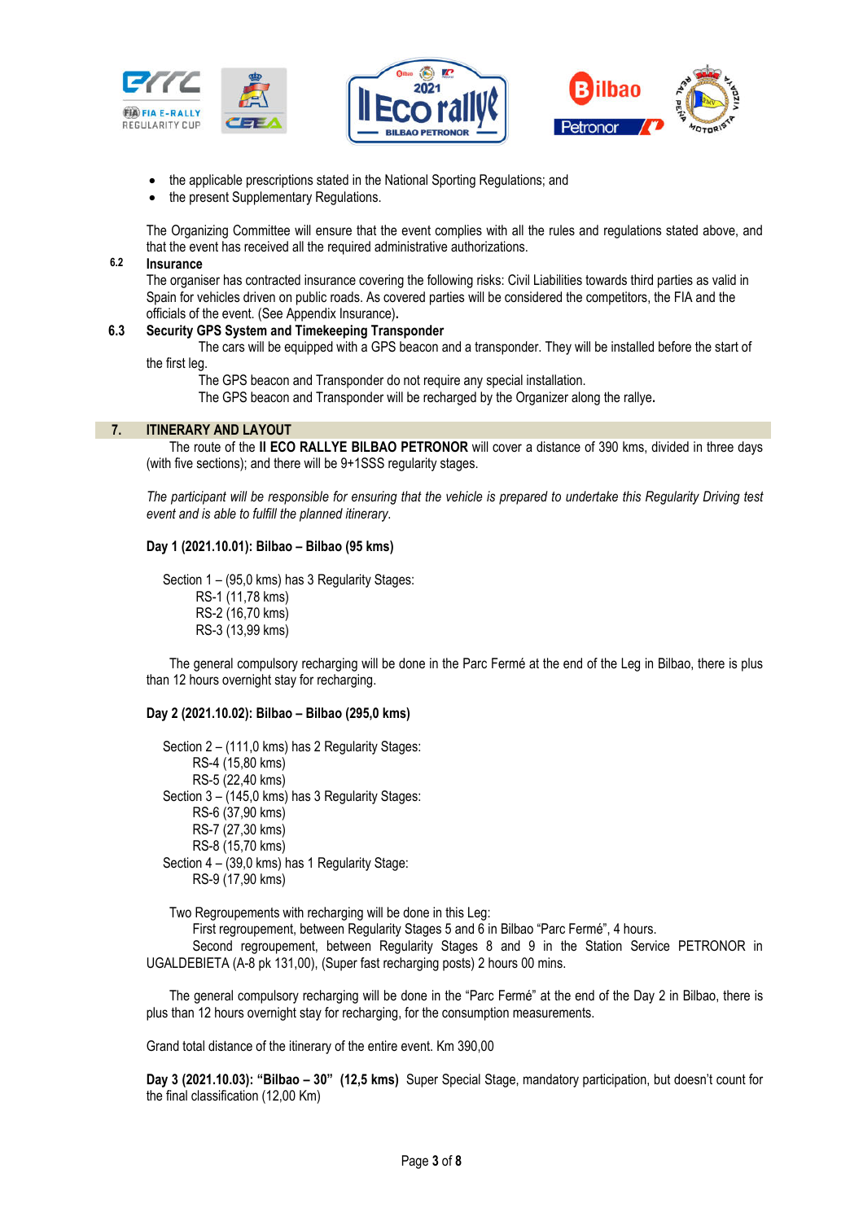- the applicable prescriptions stated in the National Sporting Regulations; and
- the present Supplementary Regulations.

The Organizing Committee will ensure that the event complies with all the rules and regulations stated above, and that the event has received all the required administrative authorizations.

### 6.2 Insurance

The organiser has contracted insurance covering the following risks: Civil Liabilities towards third parties as valid in Spain for vehicles driven on public roads. As covered parties will be considered the competitors, the FIA and the officials of the event. (See Appendix Insurance).

### 6.3 Security GPS System and Timekeeping Transponder

The cars will be equipped with a GPS beacon and a transponder. They will be installed before the start of the first leg.

The GPS beacon and Transponder do not require any special installation.

The GPS beacon and Transponder will be recharged by the Organizer along the rallye.

## 7. ITINERARY AND LAYOUT

The route of the **II ECO RALLYE BILBAO PETRONOR** will cover a distance of 390 kms, divided in three days (with five sections); and there will be 9+1SSS regularity stages.

*The participant will be responsible for ensuring that the vehicle is prepared to undertake this Regularity Driving test event and is able to fulfill the planned itinerary.*

**Day 1 (2021.10.01): Bilbao – Bilbao (95 kms)**

Section 1 – (95,0 kms) has 3 Regularity Stages:
- RS-1 (11,78 kms)
- RS-2 (16,70 kms)
- RS-3 (13,99 kms)

The general compulsory recharging will be done in the Parc Fermé at the end of the Leg in Bilbao, there is plus than 12 hours overnight stay for recharging.

**Day 2 (2021.10.02): Bilbao – Bilbao (295,0 kms)**

Section 2 – (111,0 kms) has 2 Regularity Stages:
- RS-4 (15,80 kms)
- RS-5 (22,40 kms)

Section 3 – (145,0 kms) has 3 Regularity Stages:
- RS-6 (37,90 kms)
- RS-7 (27,30 kms)
- RS-8 (15,70 kms)

Section 4 – (39,0 kms) has 1 Regularity Stage:
- RS-9 (17,90 kms)

Two Regroupements with recharging will be done in this Leg:

First regroupement, between Regularity Stages 5 and 6 in Bilbao "Parc Fermé", 4 hours.

Second regroupement, between Regularity Stages 8 and 9 in the Station Service PETRONOR in UGALDEBIETA (A-8 pk 131,00), (Super fast recharging posts) 2 hours 00 mins.

The general compulsory recharging will be done in the "Parc Fermé" at the end of the Day 2 in Bilbao, there is plus than 12 hours overnight stay for recharging, for the consumption measurements.

Grand total distance of the itinerary of the entire event. Km 390,00

**Day 3 (2021.10.03): "Bilbao – 30" (12,5 kms)** Super Special Stage, mandatory participation, but doesn't count for the final classification (12,00 Km)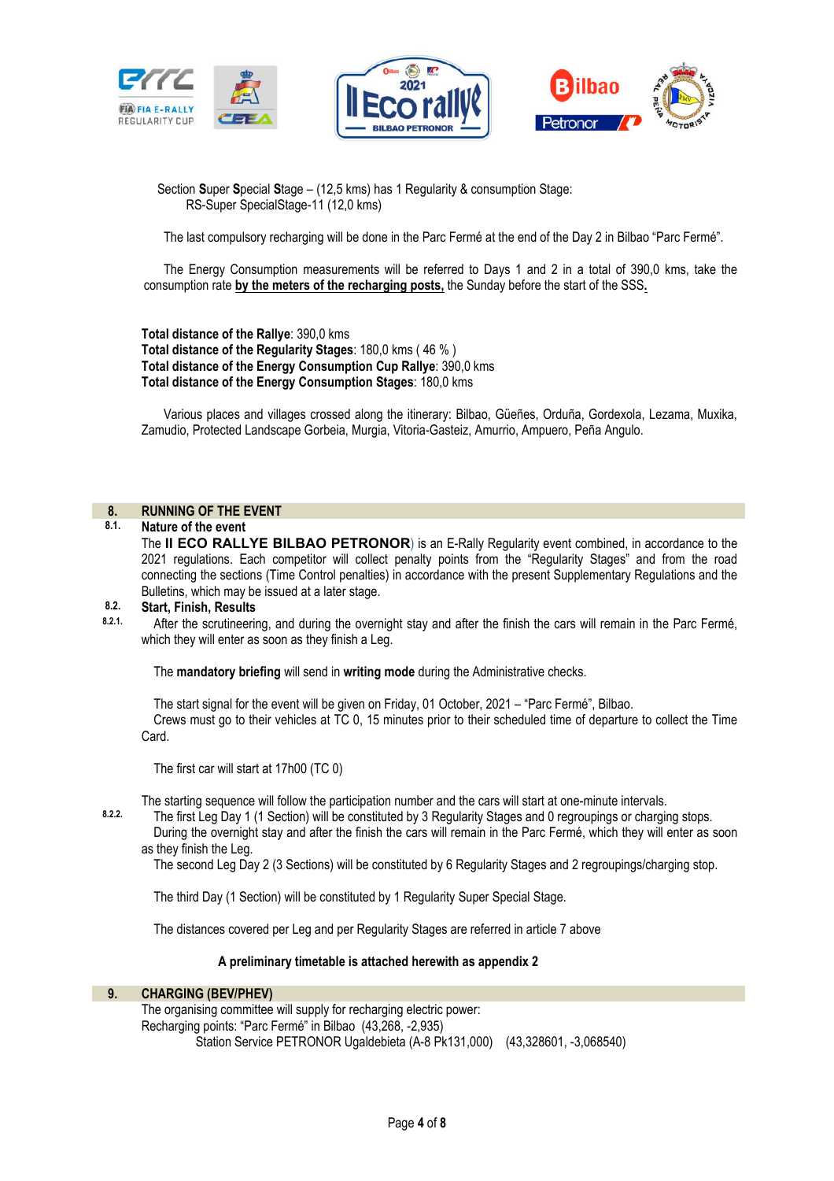Section **S**uper **S**pecial **S**tage – (12,5 kms) has 1 Regularity & consumption Stage:
RS-Super SpecialStage-11 (12,0 kms)

The last compulsory recharging will be done in the Parc Fermé at the end of the Day 2 in Bilbao "Parc Fermé".

The Energy Consumption measurements will be referred to Days 1 and 2 in a total of 390,0 kms, take the consumption rate **by the meters of the recharging posts**, the Sunday before the start of the SSS.

**Total distance of the Rallye**: 390,0 kms
**Total distance of the Regularity Stages**: 180,0 kms ( 46 % )
**Total distance of the Energy Consumption Cup Rallye**: 390,0 kms
**Total distance of the Energy Consumption Stages**: 180,0 kms

Various places and villages crossed along the itinerary: Bilbao, Güeñes, Orduña, Gordexola, Lezama, Muxika, Zamudio, Protected Landscape Gorbeia, Murgia, Vitoria-Gasteiz, Amurrio, Ampuero, Peña Angulo.

## 8. RUNNING OF THE EVENT

### 8.1. Nature of the event

The **II ECO RALLYE BILBAO PETRONOR**) is an E-Rally Regularity event combined, in accordance to the 2021 regulations. Each competitor will collect penalty points from the "Regularity Stages" and from the road connecting the sections (Time Control penalties) in accordance with the present Supplementary Regulations and the Bulletins, which may be issued at a later stage.

### 8.2. Start, Finish, Results

**8.2.1.** After the scrutineering, and during the overnight stay and after the finish the cars will remain in the Parc Fermé, which they will enter as soon as they finish a Leg.

The **mandatory briefing** will send in **writing mode** during the Administrative checks.

The start signal for the event will be given on Friday, 01 October, 2021 – "Parc Fermé", Bilbao.
Crews must go to their vehicles at TC 0, 15 minutes prior to their scheduled time of departure to collect the Time Card.

The first car will start at 17h00 (TC 0)

The starting sequence will follow the participation number and the cars will start at one-minute intervals.

**8.2.2.** The first Leg Day 1 (1 Section) will be constituted by 3 Regularity Stages and 0 regroupings or charging stops.
During the overnight stay and after the finish the cars will remain in the Parc Fermé, which they will enter as soon as they finish the Leg.
The second Leg Day 2 (3 Sections) will be constituted by 6 Regularity Stages and 2 regroupings/charging stop.

The third Day (1 Section) will be constituted by 1 Regularity Super Special Stage.

The distances covered per Leg and per Regularity Stages are referred in article 7 above

**A preliminary timetable is attached herewith as appendix 2**

## 9. CHARGING (BEV/PHEV)

The organising committee will supply for recharging electric power:
Recharging points: "Parc Fermé" in Bilbao (43,268, -2,935)
Station Service PETRONOR Ugaldebieta (A-8 Pk131,000) (43,328601, -3,068540)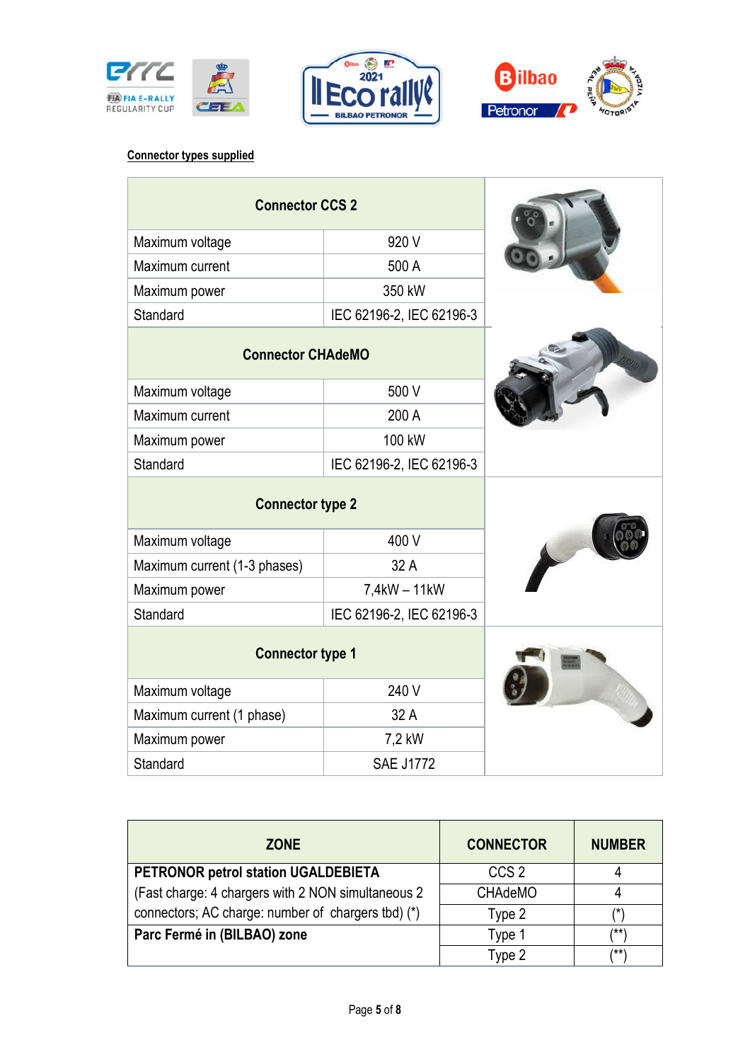**Connector types supplied**

| Connector CCS 2 | |
|---|---|
| Maximum voltage | 920 V |
| Maximum current | 500 A |
| Maximum power | 350 kW |
| Standard | IEC 62196-2, IEC 62196-3 |

| Connector CHAdeMO | |
|---|---|
| Maximum voltage | 500 V |
| Maximum current | 200 A |
| Maximum power | 100 kW |
| Standard | IEC 62196-2, IEC 62196-3 |

| Connector type 2 | |
|---|---|
| Maximum voltage | 400 V |
| Maximum current (1-3 phases) | 32 A |
| Maximum power | 7,4kW – 11kW |
| Standard | IEC 62196-2, IEC 62196-3 |

| Connector type 1 | |
|---|---|
| Maximum voltage | 240 V |
| Maximum current (1 phase) | 32 A |
| Maximum power | 7,2 kW |
| Standard | SAE J1772 |

| ZONE | CONNECTOR | NUMBER |
|---|---|---|
| **PETRONOR petrol station UGALDEBIETA** (Fast charge: 4 chargers with 2 NON simultaneous 2 connectors; AC charge: number of chargers tbd) (*) | CCS 2 | 4 |
| | CHAdeMO | 4 |
| | Type 2 | (*) |
| **Parc Fermé in (BILBAO) zone** | Type 1 | (**) |
| | Type 2 | (**) |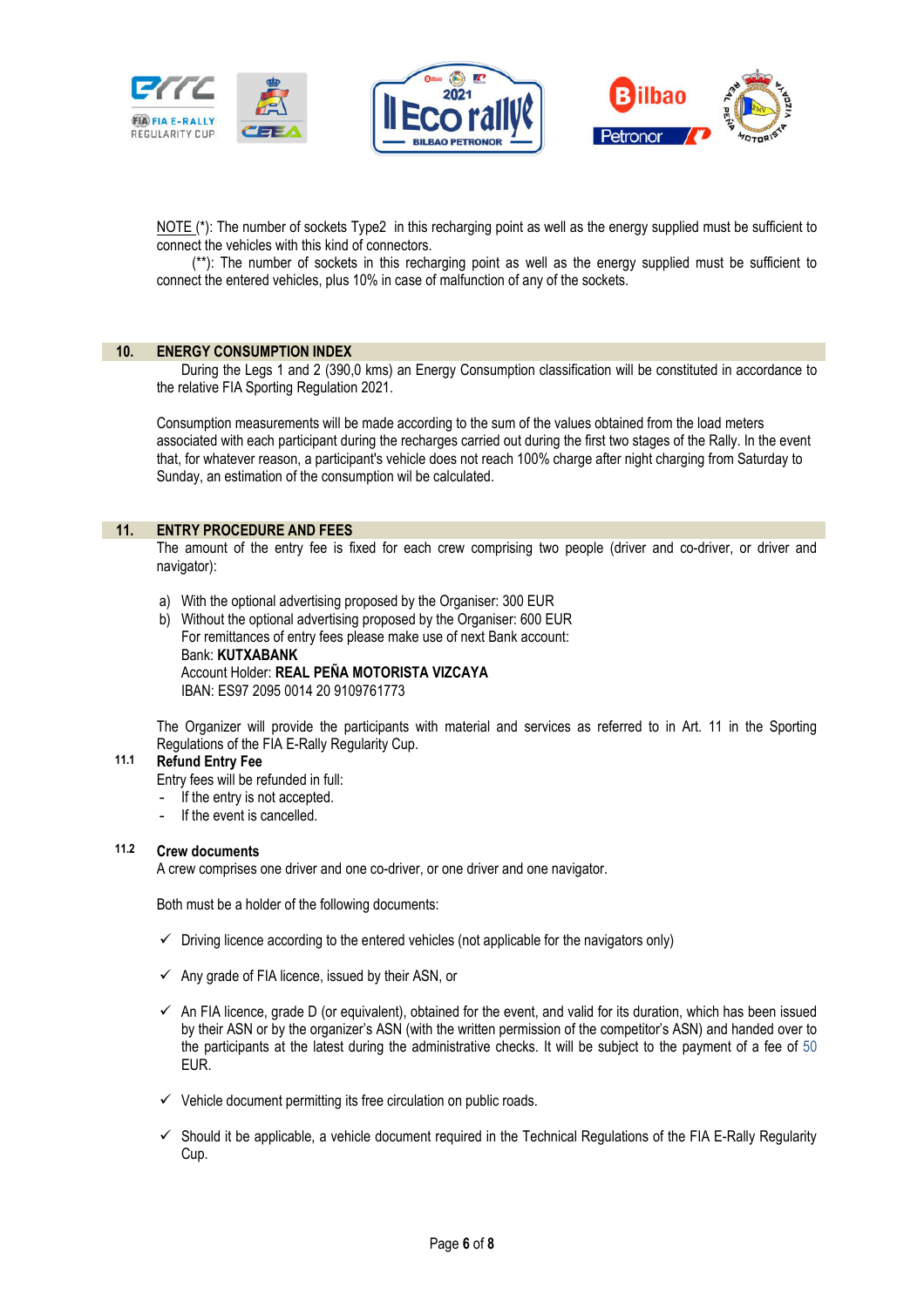NOTE (*): The number of sockets Type2 in this recharging point as well as the energy supplied must be sufficient to connect the vehicles with this kind of connectors.

(**): The number of sockets in this recharging point as well as the energy supplied must be sufficient to connect the entered vehicles, plus 10% in case of malfunction of any of the sockets.

## 10. ENERGY CONSUMPTION INDEX

During the Legs 1 and 2 (390,0 kms) an Energy Consumption classification will be constituted in accordance to the relative FIA Sporting Regulation 2021.

Consumption measurements will be made according to the sum of the values obtained from the load meters associated with each participant during the recharges carried out during the first two stages of the Rally. In the event that, for whatever reason, a participant's vehicle does not reach 100% charge after night charging from Saturday to Sunday, an estimation of the consumption wil be calculated.

## 11. ENTRY PROCEDURE AND FEES

The amount of the entry fee is fixed for each crew comprising two people (driver and co-driver, or driver and navigator):

a) With the optional advertising proposed by the Organiser: 300 EUR
b) Without the optional advertising proposed by the Organiser: 600 EUR
   For remittances of entry fees please make use of next Bank account:
   Bank: **KUTXABANK**
   Account Holder: **REAL PEÑA MOTORISTA VIZCAYA**
   IBAN: ES97 2095 0014 20 9109761773

The Organizer will provide the participants with material and services as referred to in Art. 11 in the Sporting Regulations of the FIA E-Rally Regularity Cup.

### 11.1 Refund Entry Fee

Entry fees will be refunded in full:

- If the entry is not accepted.
- If the event is cancelled.

### 11.2 Crew documents

A crew comprises one driver and one co-driver, or one driver and one navigator.

Both must be a holder of the following documents:

- ✓ Driving licence according to the entered vehicles (not applicable for the navigators only)
- ✓ Any grade of FIA licence, issued by their ASN, or
- ✓ An FIA licence, grade D (or equivalent), obtained for the event, and valid for its duration, which has been issued by their ASN or by the organizer's ASN (with the written permission of the competitor's ASN) and handed over to the participants at the latest during the administrative checks. It will be subject to the payment of a fee of 50 EUR.
- ✓ Vehicle document permitting its free circulation on public roads.
- ✓ Should it be applicable, a vehicle document required in the Technical Regulations of the FIA E-Rally Regularity Cup.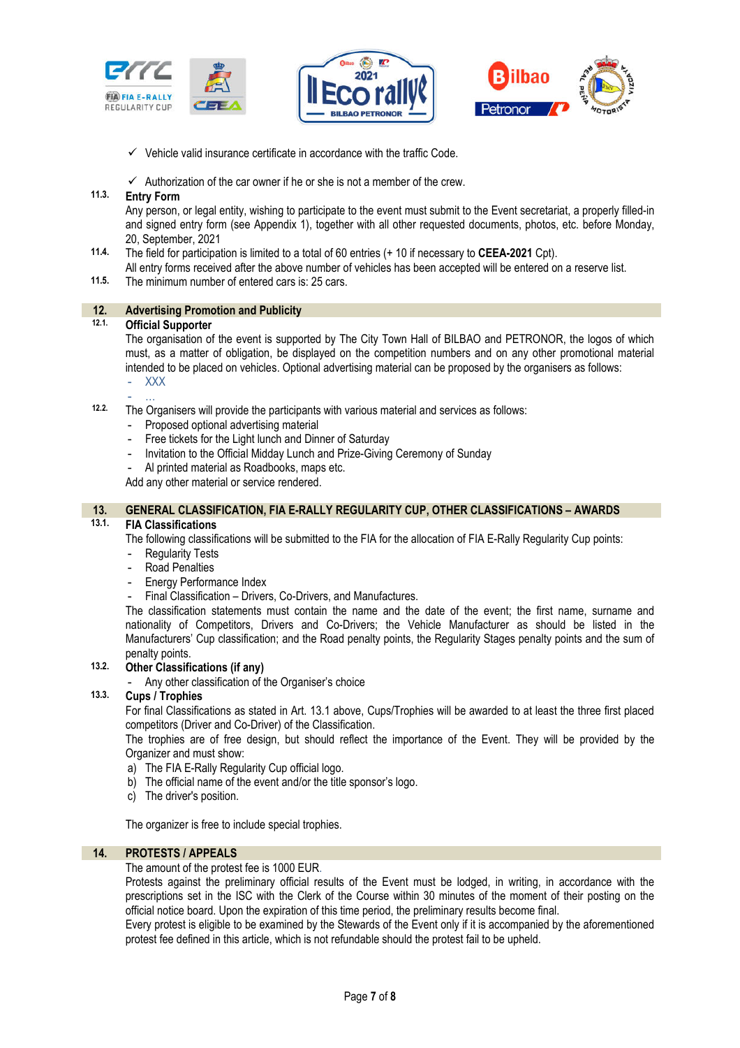- ✓ Vehicle valid insurance certificate in accordance with the traffic Code.
- ✓ Authorization of the car owner if he or she is not a member of the crew.

**11.3. Entry Form**

Any person, or legal entity, wishing to participate to the event must submit to the Event secretariat, a properly filled-in and signed entry form (see Appendix 1), together with all other requested documents, photos, etc. before Monday, 20, September, 2021

**11.4.** The field for participation is limited to a total of 60 entries (+ 10 if necessary to **CEEA-2021** Cpt).

All entry forms received after the above number of vehicles has been accepted will be entered on a reserve list.

**11.5.** The minimum number of entered cars is: 25 cars.

## 12. Advertising Promotion and Publicity

**12.1. Official Supporter**

The organisation of the event is supported by The City Town Hall of BILBAO and PETRONOR, the logos of which must, as a matter of obligation, be displayed on the competition numbers and on any other promotional material intended to be placed on vehicles. Optional advertising material can be proposed by the organisers as follows:

- XXX
- …

**12.2.** The Organisers will provide the participants with various material and services as follows:

- Proposed optional advertising material
- Free tickets for the Light lunch and Dinner of Saturday
- Invitation to the Official Midday Lunch and Prize-Giving Ceremony of Sunday
- Al printed material as Roadbooks, maps etc.

Add any other material or service rendered.

## 13. GENERAL CLASSIFICATION, FIA E-RALLY REGULARITY CUP, OTHER CLASSIFICATIONS – AWARDS

**13.1. FIA Classifications**

The following classifications will be submitted to the FIA for the allocation of FIA E-Rally Regularity Cup points:

- Regularity Tests
- Road Penalties
- Energy Performance Index
- Final Classification – Drivers, Co-Drivers, and Manufactures.

The classification statements must contain the name and the date of the event; the first name, surname and nationality of Competitors, Drivers and Co-Drivers; the Vehicle Manufacturer as should be listed in the Manufacturers' Cup classification; and the Road penalty points, the Regularity Stages penalty points and the sum of penalty points.

**13.2. Other Classifications (if any)**

- Any other classification of the Organiser's choice

**13.3. Cups / Trophies**

For final Classifications as stated in Art. 13.1 above, Cups/Trophies will be awarded to at least the three first placed competitors (Driver and Co-Driver) of the Classification.

The trophies are of free design, but should reflect the importance of the Event. They will be provided by the Organizer and must show:

a) The FIA E-Rally Regularity Cup official logo.
b) The official name of the event and/or the title sponsor's logo.
c) The driver's position.

The organizer is free to include special trophies.

## 14. PROTESTS / APPEALS

The amount of the protest fee is 1000 EUR.

Protests against the preliminary official results of the Event must be lodged, in writing, in accordance with the prescriptions set in the ISC with the Clerk of the Course within 30 minutes of the moment of their posting on the official notice board. Upon the expiration of this time period, the preliminary results become final.

Every protest is eligible to be examined by the Stewards of the Event only if it is accompanied by the aforementioned protest fee defined in this article, which is not refundable should the protest fail to be upheld.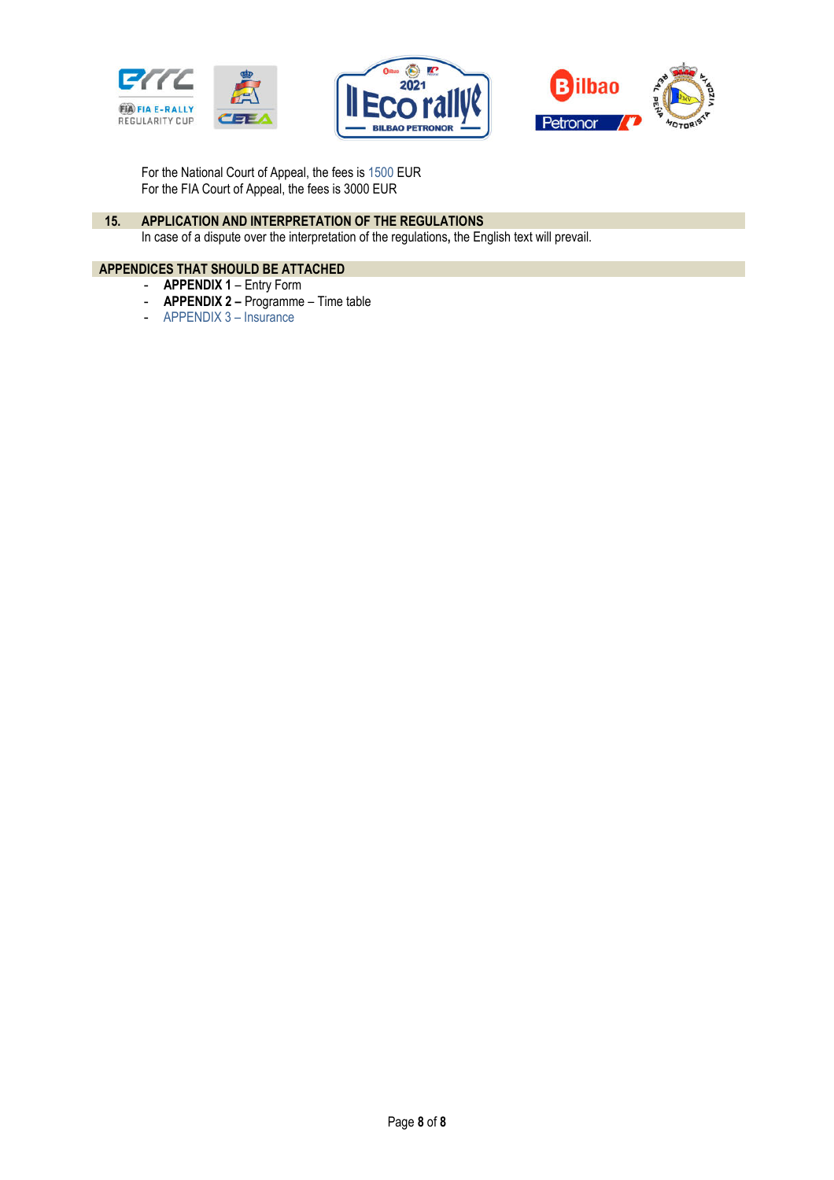For the National Court of Appeal, the fees is 1500 EUR
For the FIA Court of Appeal, the fees is 3000 EUR

## 15. APPLICATION AND INTERPRETATION OF THE REGULATIONS

In case of a dispute over the interpretation of the regulations, the English text will prevail.

## APPENDICES THAT SHOULD BE ATTACHED

- **APPENDIX 1** – Entry Form
- **APPENDIX 2 –** Programme – Time table
- APPENDIX 3 – Insurance